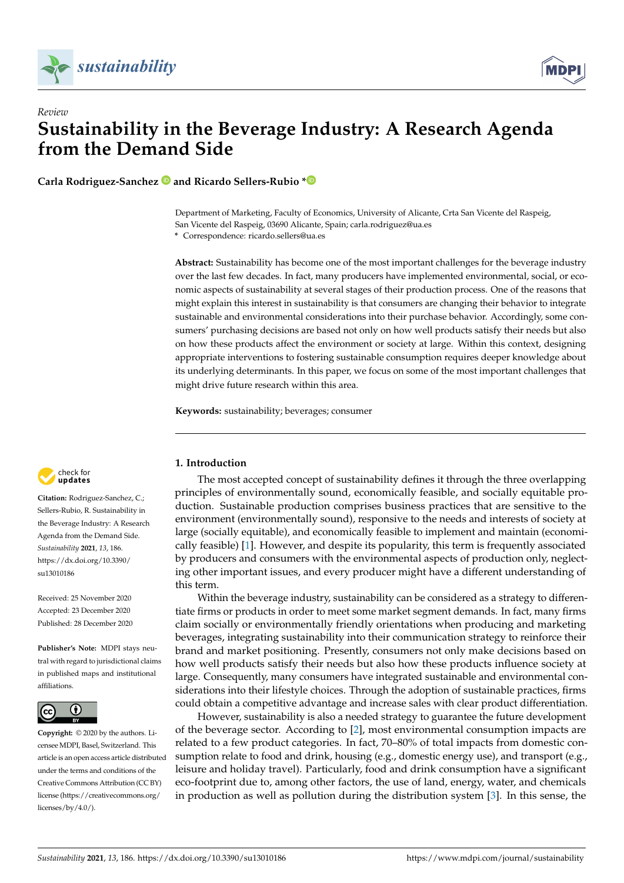*Review*

# Sustainability in the Beverage Industry: A Research Agenda from the Demand Side

**Carla Rodriguez-Sanchez and Ricardo Sellers-Rubio ***

Department of Marketing, Faculty of Economics, University of Alicante, Crta San Vicente del Raspeig, San Vicente del Raspeig, 03690 Alicante, Spain; carla.rodriguez@ua.es
* Correspondence: ricardo.sellers@ua.es

**Abstract:** Sustainability has become one of the most important challenges for the beverage industry over the last few decades. In fact, many producers have implemented environmental, social, or economic aspects of sustainability at several stages of their production process. One of the reasons that might explain this interest in sustainability is that consumers are changing their behavior to integrate sustainable and environmental considerations into their purchase behavior. Accordingly, some consumers' purchasing decisions are based not only on how well products satisfy their needs but also on how these products affect the environment or society at large. Within this context, designing appropriate interventions to fostering sustainable consumption requires deeper knowledge about its underlying determinants. In this paper, we focus on some of the most important challenges that might drive future research within this area.

**Keywords:** sustainability; beverages; consumer

**Citation:** Rodriguez-Sanchez, C.; Sellers-Rubio, R. Sustainability in the Beverage Industry: A Research Agenda from the Demand Side. *Sustainability* **2021**, *13*, 186. https://dx.doi.org/10.3390/su13010186

Received: 25 November 2020
Accepted: 23 December 2020
Published: 28 December 2020

**Publisher's Note:** MDPI stays neutral with regard to jurisdictional claims in published maps and institutional affiliations.

**Copyright:** © 2020 by the authors. Licensee MDPI, Basel, Switzerland. This article is an open access article distributed under the terms and conditions of the Creative Commons Attribution (CC BY) license (https://creativecommons.org/licenses/by/4.0/).

## 1. Introduction

The most accepted concept of sustainability defines it through the three overlapping principles of environmentally sound, economically feasible, and socially equitable production. Sustainable production comprises business practices that are sensitive to the environment (environmentally sound), responsive to the needs and interests of society at large (socially equitable), and economically feasible to implement and maintain (economically feasible) [1]. However, and despite its popularity, this term is frequently associated by producers and consumers with the environmental aspects of production only, neglecting other important issues, and every producer might have a different understanding of this term.

Within the beverage industry, sustainability can be considered as a strategy to differentiate firms or products in order to meet some market segment demands. In fact, many firms claim socially or environmentally friendly orientations when producing and marketing beverages, integrating sustainability into their communication strategy to reinforce their brand and market positioning. Presently, consumers not only make decisions based on how well products satisfy their needs but also how these products influence society at large. Consequently, many consumers have integrated sustainable and environmental considerations into their lifestyle choices. Through the adoption of sustainable practices, firms could obtain a competitive advantage and increase sales with clear product differentiation.

However, sustainability is also a needed strategy to guarantee the future development of the beverage sector. According to [2], most environmental consumption impacts are related to a few product categories. In fact, 70–80% of total impacts from domestic consumption relate to food and drink, housing (e.g., domestic energy use), and transport (e.g., leisure and holiday travel). Particularly, food and drink consumption have a significant eco-footprint due to, among other factors, the use of land, energy, water, and chemicals in production as well as pollution during the distribution system [3]. In this sense, the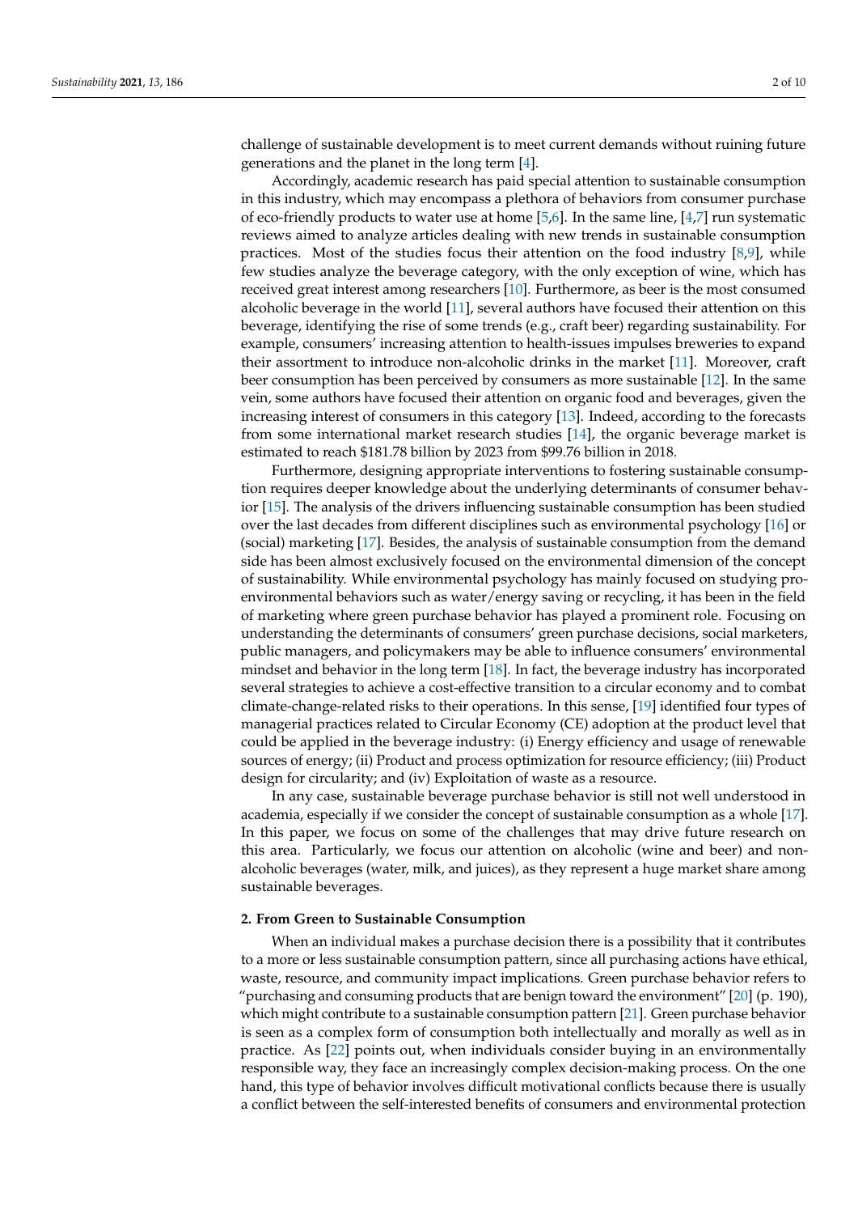challenge of sustainable development is to meet current demands without ruining future generations and the planet in the long term [4].

Accordingly, academic research has paid special attention to sustainable consumption in this industry, which may encompass a plethora of behaviors from consumer purchase of eco-friendly products to water use at home [5,6]. In the same line, [4,7] run systematic reviews aimed to analyze articles dealing with new trends in sustainable consumption practices. Most of the studies focus their attention on the food industry [8,9], while few studies analyze the beverage category, with the only exception of wine, which has received great interest among researchers [10]. Furthermore, as beer is the most consumed alcoholic beverage in the world [11], several authors have focused their attention on this beverage, identifying the rise of some trends (e.g., craft beer) regarding sustainability. For example, consumers' increasing attention to health-issues impulses breweries to expand their assortment to introduce non-alcoholic drinks in the market [11]. Moreover, craft beer consumption has been perceived by consumers as more sustainable [12]. In the same vein, some authors have focused their attention on organic food and beverages, given the increasing interest of consumers in this category [13]. Indeed, according to the forecasts from some international market research studies [14], the organic beverage market is estimated to reach $181.78 billion by 2023 from $99.76 billion in 2018.

Furthermore, designing appropriate interventions to fostering sustainable consumption requires deeper knowledge about the underlying determinants of consumer behavior [15]. The analysis of the drivers influencing sustainable consumption has been studied over the last decades from different disciplines such as environmental psychology [16] or (social) marketing [17]. Besides, the analysis of sustainable consumption from the demand side has been almost exclusively focused on the environmental dimension of the concept of sustainability. While environmental psychology has mainly focused on studying pro-environmental behaviors such as water/energy saving or recycling, it has been in the field of marketing where green purchase behavior has played a prominent role. Focusing on understanding the determinants of consumers' green purchase decisions, social marketers, public managers, and policymakers may be able to influence consumers' environmental mindset and behavior in the long term [18]. In fact, the beverage industry has incorporated several strategies to achieve a cost-effective transition to a circular economy and to combat climate-change-related risks to their operations. In this sense, [19] identified four types of managerial practices related to Circular Economy (CE) adoption at the product level that could be applied in the beverage industry: (i) Energy efficiency and usage of renewable sources of energy; (ii) Product and process optimization for resource efficiency; (iii) Product design for circularity; and (iv) Exploitation of waste as a resource.

In any case, sustainable beverage purchase behavior is still not well understood in academia, especially if we consider the concept of sustainable consumption as a whole [17]. In this paper, we focus on some of the challenges that may drive future research on this area. Particularly, we focus our attention on alcoholic (wine and beer) and non-alcoholic beverages (water, milk, and juices), as they represent a huge market share among sustainable beverages.

## 2. From Green to Sustainable Consumption

When an individual makes a purchase decision there is a possibility that it contributes to a more or less sustainable consumption pattern, since all purchasing actions have ethical, waste, resource, and community impact implications. Green purchase behavior refers to "purchasing and consuming products that are benign toward the environment" [20] (p. 190), which might contribute to a sustainable consumption pattern [21]. Green purchase behavior is seen as a complex form of consumption both intellectually and morally as well as in practice. As [22] points out, when individuals consider buying in an environmentally responsible way, they face an increasingly complex decision-making process. On the one hand, this type of behavior involves difficult motivational conflicts because there is usually a conflict between the self-interested benefits of consumers and environmental protection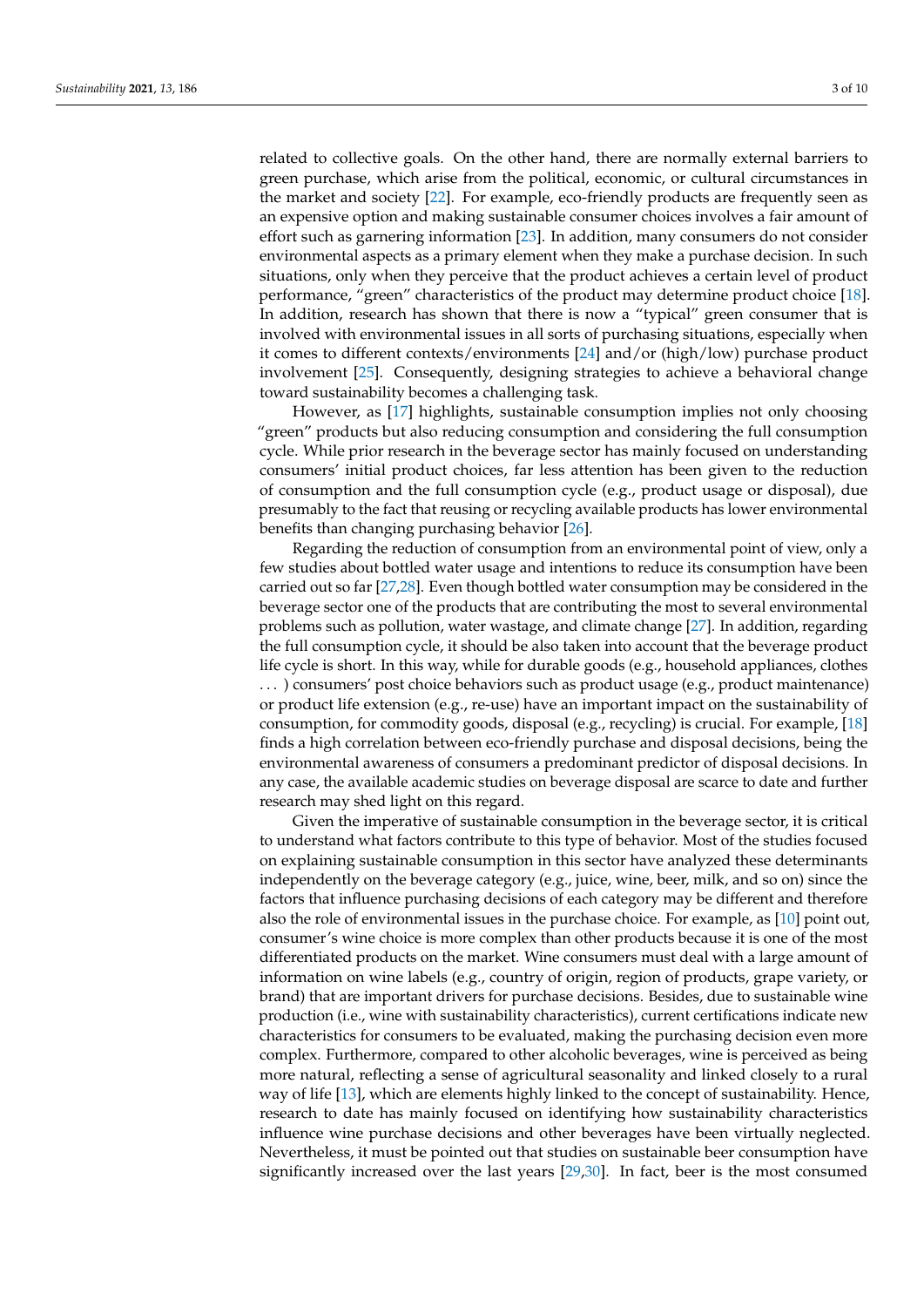related to collective goals. On the other hand, there are normally external barriers to green purchase, which arise from the political, economic, or cultural circumstances in the market and society [22]. For example, eco-friendly products are frequently seen as an expensive option and making sustainable consumer choices involves a fair amount of effort such as garnering information [23]. In addition, many consumers do not consider environmental aspects as a primary element when they make a purchase decision. In such situations, only when they perceive that the product achieves a certain level of product performance, "green" characteristics of the product may determine product choice [18]. In addition, research has shown that there is now a "typical" green consumer that is involved with environmental issues in all sorts of purchasing situations, especially when it comes to different contexts/environments [24] and/or (high/low) purchase product involvement [25]. Consequently, designing strategies to achieve a behavioral change toward sustainability becomes a challenging task.

However, as [17] highlights, sustainable consumption implies not only choosing "green" products but also reducing consumption and considering the full consumption cycle. While prior research in the beverage sector has mainly focused on understanding consumers' initial product choices, far less attention has been given to the reduction of consumption and the full consumption cycle (e.g., product usage or disposal), due presumably to the fact that reusing or recycling available products has lower environmental benefits than changing purchasing behavior [26].

Regarding the reduction of consumption from an environmental point of view, only a few studies about bottled water usage and intentions to reduce its consumption have been carried out so far [27,28]. Even though bottled water consumption may be considered in the beverage sector one of the products that are contributing the most to several environmental problems such as pollution, water wastage, and climate change [27]. In addition, regarding the full consumption cycle, it should be also taken into account that the beverage product life cycle is short. In this way, while for durable goods (e.g., household appliances, clothes . . . ) consumers' post choice behaviors such as product usage (e.g., product maintenance) or product life extension (e.g., re-use) have an important impact on the sustainability of consumption, for commodity goods, disposal (e.g., recycling) is crucial. For example, [18] finds a high correlation between eco-friendly purchase and disposal decisions, being the environmental awareness of consumers a predominant predictor of disposal decisions. In any case, the available academic studies on beverage disposal are scarce to date and further research may shed light on this regard.

Given the imperative of sustainable consumption in the beverage sector, it is critical to understand what factors contribute to this type of behavior. Most of the studies focused on explaining sustainable consumption in this sector have analyzed these determinants independently on the beverage category (e.g., juice, wine, beer, milk, and so on) since the factors that influence purchasing decisions of each category may be different and therefore also the role of environmental issues in the purchase choice. For example, as [10] point out, consumer's wine choice is more complex than other products because it is one of the most differentiated products on the market. Wine consumers must deal with a large amount of information on wine labels (e.g., country of origin, region of products, grape variety, or brand) that are important drivers for purchase decisions. Besides, due to sustainable wine production (i.e., wine with sustainability characteristics), current certifications indicate new characteristics for consumers to be evaluated, making the purchasing decision even more complex. Furthermore, compared to other alcoholic beverages, wine is perceived as being more natural, reflecting a sense of agricultural seasonality and linked closely to a rural way of life [13], which are elements highly linked to the concept of sustainability. Hence, research to date has mainly focused on identifying how sustainability characteristics influence wine purchase decisions and other beverages have been virtually neglected. Nevertheless, it must be pointed out that studies on sustainable beer consumption have significantly increased over the last years [29,30]. In fact, beer is the most consumed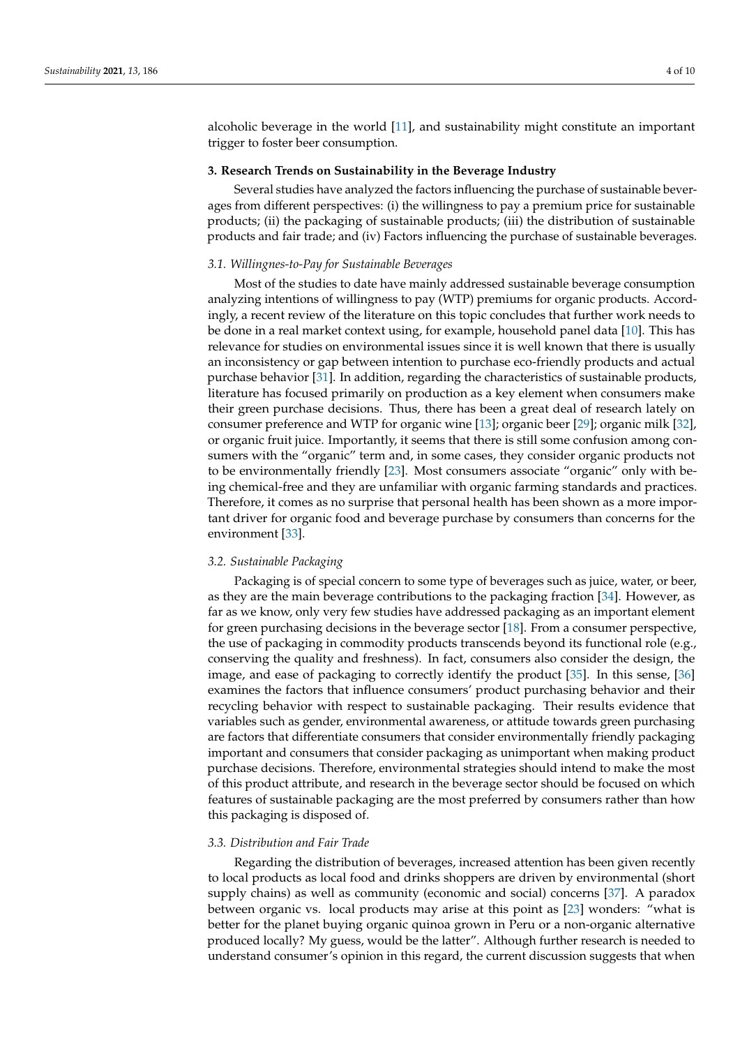alcoholic beverage in the world [11], and sustainability might constitute an important trigger to foster beer consumption.

## 3. Research Trends on Sustainability in the Beverage Industry

Several studies have analyzed the factors influencing the purchase of sustainable beverages from different perspectives: (i) the willingness to pay a premium price for sustainable products; (ii) the packaging of sustainable products; (iii) the distribution of sustainable products and fair trade; and (iv) Factors influencing the purchase of sustainable beverages.

### *3.1. Willingnes-to-Pay for Sustainable Beverages*

Most of the studies to date have mainly addressed sustainable beverage consumption analyzing intentions of willingness to pay (WTP) premiums for organic products. Accordingly, a recent review of the literature on this topic concludes that further work needs to be done in a real market context using, for example, household panel data [10]. This has relevance for studies on environmental issues since it is well known that there is usually an inconsistency or gap between intention to purchase eco-friendly products and actual purchase behavior [31]. In addition, regarding the characteristics of sustainable products, literature has focused primarily on production as a key element when consumers make their green purchase decisions. Thus, there has been a great deal of research lately on consumer preference and WTP for organic wine [13]; organic beer [29]; organic milk [32], or organic fruit juice. Importantly, it seems that there is still some confusion among consumers with the "organic" term and, in some cases, they consider organic products not to be environmentally friendly [23]. Most consumers associate "organic" only with being chemical-free and they are unfamiliar with organic farming standards and practices. Therefore, it comes as no surprise that personal health has been shown as a more important driver for organic food and beverage purchase by consumers than concerns for the environment [33].

### *3.2. Sustainable Packaging*

Packaging is of special concern to some type of beverages such as juice, water, or beer, as they are the main beverage contributions to the packaging fraction [34]. However, as far as we know, only very few studies have addressed packaging as an important element for green purchasing decisions in the beverage sector [18]. From a consumer perspective, the use of packaging in commodity products transcends beyond its functional role (e.g., conserving the quality and freshness). In fact, consumers also consider the design, the image, and ease of packaging to correctly identify the product [35]. In this sense, [36] examines the factors that influence consumers' product purchasing behavior and their recycling behavior with respect to sustainable packaging. Their results evidence that variables such as gender, environmental awareness, or attitude towards green purchasing are factors that differentiate consumers that consider environmentally friendly packaging important and consumers that consider packaging as unimportant when making product purchase decisions. Therefore, environmental strategies should intend to make the most of this product attribute, and research in the beverage sector should be focused on which features of sustainable packaging are the most preferred by consumers rather than how this packaging is disposed of.

### *3.3. Distribution and Fair Trade*

Regarding the distribution of beverages, increased attention has been given recently to local products as local food and drinks shoppers are driven by environmental (short supply chains) as well as community (economic and social) concerns [37]. A paradox between organic vs. local products may arise at this point as [23] wonders: "what is better for the planet buying organic quinoa grown in Peru or a non-organic alternative produced locally? My guess, would be the latter". Although further research is needed to understand consumer's opinion in this regard, the current discussion suggests that when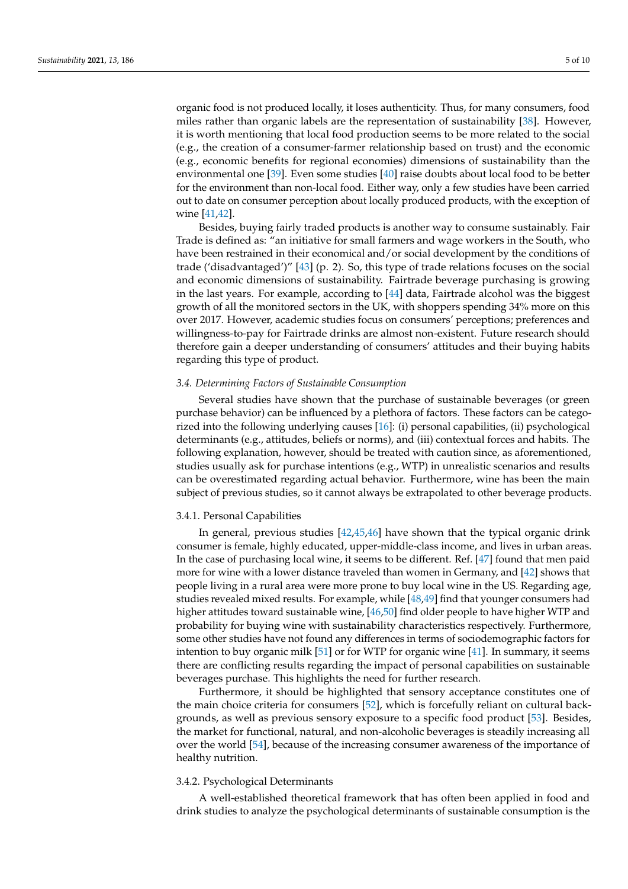organic food is not produced locally, it loses authenticity. Thus, for many consumers, food miles rather than organic labels are the representation of sustainability [38]. However, it is worth mentioning that local food production seems to be more related to the social (e.g., the creation of a consumer-farmer relationship based on trust) and the economic (e.g., economic benefits for regional economies) dimensions of sustainability than the environmental one [39]. Even some studies [40] raise doubts about local food to be better for the environment than non-local food. Either way, only a few studies have been carried out to date on consumer perception about locally produced products, with the exception of wine [41,42].

Besides, buying fairly traded products is another way to consume sustainably. Fair Trade is defined as: "an initiative for small farmers and wage workers in the South, who have been restrained in their economical and/or social development by the conditions of trade ('disadvantaged')" [43] (p. 2). So, this type of trade relations focuses on the social and economic dimensions of sustainability. Fairtrade beverage purchasing is growing in the last years. For example, according to [44] data, Fairtrade alcohol was the biggest growth of all the monitored sectors in the UK, with shoppers spending 34% more on this over 2017. However, academic studies focus on consumers' perceptions; preferences and willingness-to-pay for Fairtrade drinks are almost non-existent. Future research should therefore gain a deeper understanding of consumers' attitudes and their buying habits regarding this type of product.

### *3.4. Determining Factors of Sustainable Consumption*

Several studies have shown that the purchase of sustainable beverages (or green purchase behavior) can be influenced by a plethora of factors. These factors can be categorized into the following underlying causes [16]: (i) personal capabilities, (ii) psychological determinants (e.g., attitudes, beliefs or norms), and (iii) contextual forces and habits. The following explanation, however, should be treated with caution since, as aforementioned, studies usually ask for purchase intentions (e.g., WTP) in unrealistic scenarios and results can be overestimated regarding actual behavior. Furthermore, wine has been the main subject of previous studies, so it cannot always be extrapolated to other beverage products.

#### 3.4.1. Personal Capabilities

In general, previous studies [42,45,46] have shown that the typical organic drink consumer is female, highly educated, upper-middle-class income, and lives in urban areas. In the case of purchasing local wine, it seems to be different. Ref. [47] found that men paid more for wine with a lower distance traveled than women in Germany, and [42] shows that people living in a rural area were more prone to buy local wine in the US. Regarding age, studies revealed mixed results. For example, while [48,49] find that younger consumers had higher attitudes toward sustainable wine, [46,50] find older people to have higher WTP and probability for buying wine with sustainability characteristics respectively. Furthermore, some other studies have not found any differences in terms of sociodemographic factors for intention to buy organic milk [51] or for WTP for organic wine [41]. In summary, it seems there are conflicting results regarding the impact of personal capabilities on sustainable beverages purchase. This highlights the need for further research.

Furthermore, it should be highlighted that sensory acceptance constitutes one of the main choice criteria for consumers [52], which is forcefully reliant on cultural backgrounds, as well as previous sensory exposure to a specific food product [53]. Besides, the market for functional, natural, and non-alcoholic beverages is steadily increasing all over the world [54], because of the increasing consumer awareness of the importance of healthy nutrition.

#### 3.4.2. Psychological Determinants

A well-established theoretical framework that has often been applied in food and drink studies to analyze the psychological determinants of sustainable consumption is the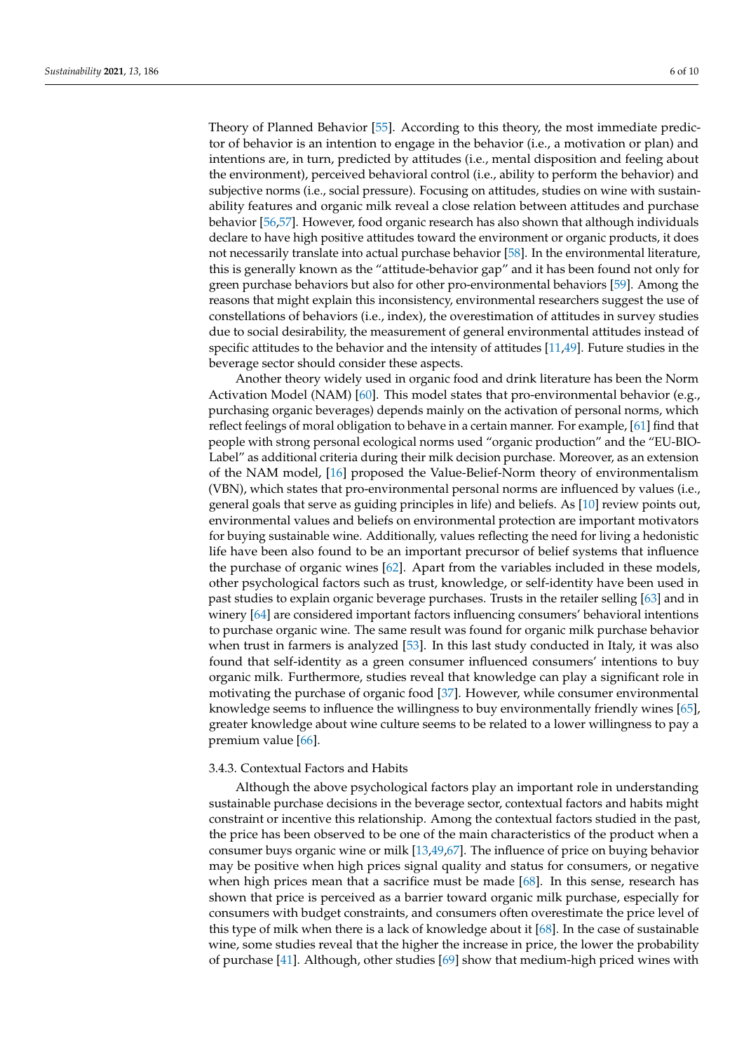Theory of Planned Behavior [55]. According to this theory, the most immediate predictor of behavior is an intention to engage in the behavior (i.e., a motivation or plan) and intentions are, in turn, predicted by attitudes (i.e., mental disposition and feeling about the environment), perceived behavioral control (i.e., ability to perform the behavior) and subjective norms (i.e., social pressure). Focusing on attitudes, studies on wine with sustainability features and organic milk reveal a close relation between attitudes and purchase behavior [56,57]. However, food organic research has also shown that although individuals declare to have high positive attitudes toward the environment or organic products, it does not necessarily translate into actual purchase behavior [58]. In the environmental literature, this is generally known as the "attitude-behavior gap" and it has been found not only for green purchase behaviors but also for other pro-environmental behaviors [59]. Among the reasons that might explain this inconsistency, environmental researchers suggest the use of constellations of behaviors (i.e., index), the overestimation of attitudes in survey studies due to social desirability, the measurement of general environmental attitudes instead of specific attitudes to the behavior and the intensity of attitudes [11,49]. Future studies in the beverage sector should consider these aspects.

Another theory widely used in organic food and drink literature has been the Norm Activation Model (NAM) [60]. This model states that pro-environmental behavior (e.g., purchasing organic beverages) depends mainly on the activation of personal norms, which reflect feelings of moral obligation to behave in a certain manner. For example, [61] find that people with strong personal ecological norms used "organic production" and the "EU-BIO-Label" as additional criteria during their milk decision purchase. Moreover, as an extension of the NAM model, [16] proposed the Value-Belief-Norm theory of environmentalism (VBN), which states that pro-environmental personal norms are influenced by values (i.e., general goals that serve as guiding principles in life) and beliefs. As [10] review points out, environmental values and beliefs on environmental protection are important motivators for buying sustainable wine. Additionally, values reflecting the need for living a hedonistic life have been also found to be an important precursor of belief systems that influence the purchase of organic wines [62]. Apart from the variables included in these models, other psychological factors such as trust, knowledge, or self-identity have been used in past studies to explain organic beverage purchases. Trusts in the retailer selling [63] and in winery [64] are considered important factors influencing consumers' behavioral intentions to purchase organic wine. The same result was found for organic milk purchase behavior when trust in farmers is analyzed [53]. In this last study conducted in Italy, it was also found that self-identity as a green consumer influenced consumers' intentions to buy organic milk. Furthermore, studies reveal that knowledge can play a significant role in motivating the purchase of organic food [37]. However, while consumer environmental knowledge seems to influence the willingness to buy environmentally friendly wines [65], greater knowledge about wine culture seems to be related to a lower willingness to pay a premium value [66].

#### 3.4.3. Contextual Factors and Habits

Although the above psychological factors play an important role in understanding sustainable purchase decisions in the beverage sector, contextual factors and habits might constraint or incentive this relationship. Among the contextual factors studied in the past, the price has been observed to be one of the main characteristics of the product when a consumer buys organic wine or milk [13,49,67]. The influence of price on buying behavior may be positive when high prices signal quality and status for consumers, or negative when high prices mean that a sacrifice must be made [68]. In this sense, research has shown that price is perceived as a barrier toward organic milk purchase, especially for consumers with budget constraints, and consumers often overestimate the price level of this type of milk when there is a lack of knowledge about it [68]. In the case of sustainable wine, some studies reveal that the higher the increase in price, the lower the probability of purchase [41]. Although, other studies [69] show that medium-high priced wines with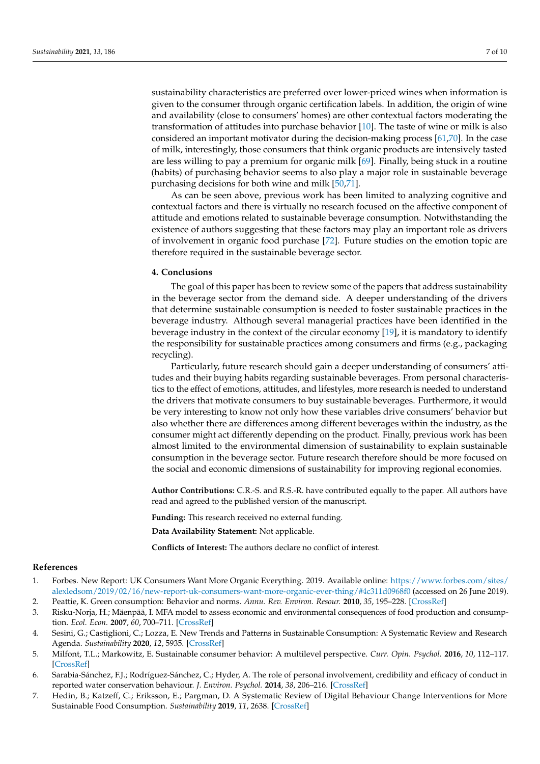sustainability characteristics are preferred over lower-priced wines when information is given to the consumer through organic certification labels. In addition, the origin of wine and availability (close to consumers' homes) are other contextual factors moderating the transformation of attitudes into purchase behavior [10]. The taste of wine or milk is also considered an important motivator during the decision-making process [61,70]. In the case of milk, interestingly, those consumers that think organic products are intensively tasted are less willing to pay a premium for organic milk [69]. Finally, being stuck in a routine (habits) of purchasing behavior seems to also play a major role in sustainable beverage purchasing decisions for both wine and milk [50,71].

As can be seen above, previous work has been limited to analyzing cognitive and contextual factors and there is virtually no research focused on the affective component of attitude and emotions related to sustainable beverage consumption. Notwithstanding the existence of authors suggesting that these factors may play an important role as drivers of involvement in organic food purchase [72]. Future studies on the emotion topic are therefore required in the sustainable beverage sector.

## 4. Conclusions

The goal of this paper has been to review some of the papers that address sustainability in the beverage sector from the demand side. A deeper understanding of the drivers that determine sustainable consumption is needed to foster sustainable practices in the beverage industry. Although several managerial practices have been identified in the beverage industry in the context of the circular economy [19], it is mandatory to identify the responsibility for sustainable practices among consumers and firms (e.g., packaging recycling).

Particularly, future research should gain a deeper understanding of consumers' attitudes and their buying habits regarding sustainable beverages. From personal characteristics to the effect of emotions, attitudes, and lifestyles, more research is needed to understand the drivers that motivate consumers to buy sustainable beverages. Furthermore, it would be very interesting to know not only how these variables drive consumers' behavior but also whether there are differences among different beverages within the industry, as the consumer might act differently depending on the product. Finally, previous work has been almost limited to the environmental dimension of sustainability to explain sustainable consumption in the beverage sector. Future research therefore should be more focused on the social and economic dimensions of sustainability for improving regional economies.

**Author Contributions:** C.R.-S. and R.S.-R. have contributed equally to the paper. All authors have read and agreed to the published version of the manuscript.

**Funding:** This research received no external funding.

**Data Availability Statement:** Not applicable.

**Conflicts of Interest:** The authors declare no conflict of interest.

## References

1. Forbes. New Report: UK Consumers Want More Organic Everything. 2019. Available online: https://www.forbes.com/sites/alexledsom/2019/02/16/new-report-uk-consumers-want-more-organic-ever-thing/#4c311d0968f0 (accessed on 26 June 2019).
2. Peattie, K. Green consumption: Behavior and norms. *Annu. Rev. Environ. Resour.* **2010**, *35*, 195–228. [CrossRef]
3. Risku-Norja, H.; Mäenpää, I. MFA model to assess economic and environmental consequences of food production and consumption. *Ecol. Econ.* **2007**, *60*, 700–711. [CrossRef]
4. Sesini, G.; Castiglioni, C.; Lozza, E. New Trends and Patterns in Sustainable Consumption: A Systematic Review and Research Agenda. *Sustainability* **2020**, *12*, 5935. [CrossRef]
5. Milfont, T.L.; Markowitz, E. Sustainable consumer behavior: A multilevel perspective. *Curr. Opin. Psychol.* **2016**, *10*, 112–117. [CrossRef]
6. Sarabia-Sánchez, F.J.; Rodríguez-Sánchez, C.; Hyder, A. The role of personal involvement, credibility and efficacy of conduct in reported water conservation behaviour. *J. Environ. Psychol.* **2014**, *38*, 206–216. [CrossRef]
7. Hedin, B.; Katzeff, C.; Eriksson, E.; Pargman, D. A Systematic Review of Digital Behaviour Change Interventions for More Sustainable Food Consumption. *Sustainability* **2019**, *11*, 2638. [CrossRef]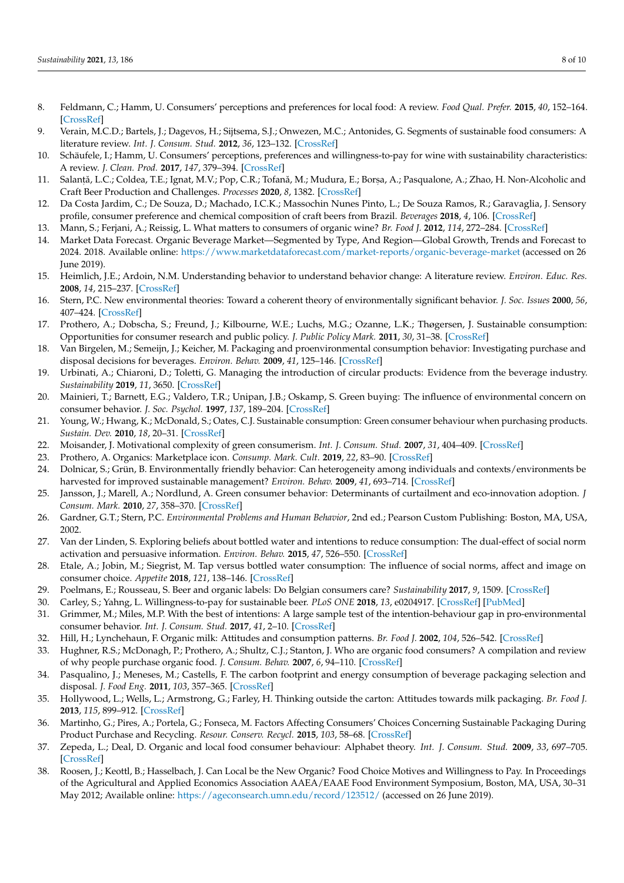8. Feldmann, C.; Hamm, U. Consumers' perceptions and preferences for local food: A review. *Food Qual. Prefer.* **2015**, *40*, 152–164. [CrossRef]
9. Verain, M.C.D.; Bartels, J.; Dagevos, H.; Sijtsema, S.J.; Onwezen, M.C.; Antonides, G. Segments of sustainable food consumers: A literature review. *Int. J. Consum. Stud.* **2012**, *36*, 123–132. [CrossRef]
10. Schäufele, I.; Hamm, U. Consumers' perceptions, preferences and willingness-to-pay for wine with sustainability characteristics: A review. *J. Clean. Prod.* **2017**, *147*, 379–394. [CrossRef]
11. Salantă, L.C.; Coldea, T.E.; Ignat, M.V.; Pop, C.R.; Tofană, M.; Mudura, E.; Borșa, A.; Pasqualone, A.; Zhao, H. Non-Alcoholic and Craft Beer Production and Challenges. *Processes* **2020**, *8*, 1382. [CrossRef]
12. Da Costa Jardim, C.; De Souza, D.; Machado, I.C.K.; Massochin Nunes Pinto, L.; De Souza Ramos, R.; Garavaglia, J. Sensory profile, consumer preference and chemical composition of craft beers from Brazil. *Beverages* **2018**, *4*, 106. [CrossRef]
13. Mann, S.; Ferjani, A.; Reissig, L. What matters to consumers of organic wine? *Br. Food J.* **2012**, *114*, 272–284. [CrossRef]
14. Market Data Forecast. Organic Beverage Market—Segmented by Type, And Region—Global Growth, Trends and Forecast to 2024. 2018. Available online: https://www.marketdataforecast.com/market-reports/organic-beverage-market (accessed on 26 June 2019).
15. Heimlich, J.E.; Ardoin, N.M. Understanding behavior to understand behavior change: A literature review. *Environ. Educ. Res.* **2008**, *14*, 215–237. [CrossRef]
16. Stern, P.C. New environmental theories: Toward a coherent theory of environmentally significant behavior. *J. Soc. Issues* **2000**, *56*, 407–424. [CrossRef]
17. Prothero, A.; Dobscha, S.; Freund, J.; Kilbourne, W.E.; Luchs, M.G.; Ozanne, L.K.; Thøgersen, J. Sustainable consumption: Opportunities for consumer research and public policy. *J. Public Policy Mark.* **2011**, *30*, 31–38. [CrossRef]
18. Van Birgelen, M.; Semeijn, J.; Keicher, M. Packaging and proenvironmental consumption behavior: Investigating purchase and disposal decisions for beverages. *Environ. Behav.* **2009**, *41*, 125–146. [CrossRef]
19. Urbinati, A.; Chiaroni, D.; Toletti, G. Managing the introduction of circular products: Evidence from the beverage industry. *Sustainability* **2019**, *11*, 3650. [CrossRef]
20. Mainieri, T.; Barnett, E.G.; Valdero, T.R.; Unipan, J.B.; Oskamp, S. Green buying: The influence of environmental concern on consumer behavior. *J. Soc. Psychol.* **1997**, *137*, 189–204. [CrossRef]
21. Young, W.; Hwang, K.; McDonald, S.; Oates, C.J. Sustainable consumption: Green consumer behaviour when purchasing products. *Sustain. Dev.* **2010**, *18*, 20–31. [CrossRef]
22. Moisander, J. Motivational complexity of green consumerism. *Int. J. Consum. Stud.* **2007**, *31*, 404–409. [CrossRef]
23. Prothero, A. Organics: Marketplace icon. *Consump. Mark. Cult.* **2019**, *22*, 83–90. [CrossRef]
24. Dolnicar, S.; Grün, B. Environmentally friendly behavior: Can heterogeneity among individuals and contexts/environments be harvested for improved sustainable management? *Environ. Behav.* **2009**, *41*, 693–714. [CrossRef]
25. Jansson, J.; Marell, A.; Nordlund, A. Green consumer behavior: Determinants of curtailment and eco-innovation adoption. *J Consum. Mark.* **2010**, *27*, 358–370. [CrossRef]
26. Gardner, G.T.; Stern, P.C. *Environmental Problems and Human Behavior*, 2nd ed.; Pearson Custom Publishing: Boston, MA, USA, 2002.
27. Van der Linden, S. Exploring beliefs about bottled water and intentions to reduce consumption: The dual-effect of social norm activation and persuasive information. *Environ. Behav.* **2015**, *47*, 526–550. [CrossRef]
28. Etale, A.; Jobin, M.; Siegrist, M. Tap versus bottled water consumption: The influence of social norms, affect and image on consumer choice. *Appetite* **2018**, *121*, 138–146. [CrossRef]
29. Poelmans, E.; Rousseau, S. Beer and organic labels: Do Belgian consumers care? *Sustainability* **2017**, *9*, 1509. [CrossRef]
30. Carley, S.; Yahng, L. Willingness-to-pay for sustainable beer. *PLoS ONE* **2018**, *13*, e0204917. [CrossRef] [PubMed]
31. Grimmer, M.; Miles, M.P. With the best of intentions: A large sample test of the intention-behaviour gap in pro-environmental consumer behavior. *Int. J. Consum. Stud.* **2017**, *41*, 2–10. [CrossRef]
32. Hill, H.; Lynchehaun, F. Organic milk: Attitudes and consumption patterns. *Br. Food J.* **2002**, *104*, 526–542. [CrossRef]
33. Hughner, R.S.; McDonagh, P.; Prothero, A.; Shultz, C.J.; Stanton, J. Who are organic food consumers? A compilation and review of why people purchase organic food. *J. Consum. Behav.* **2007**, *6*, 94–110. [CrossRef]
34. Pasqualino, J.; Meneses, M.; Castells, F. The carbon footprint and energy consumption of beverage packaging selection and disposal. *J. Food Eng.* **2011**, *103*, 357–365. [CrossRef]
35. Hollywood, L.; Wells, L.; Armstrong, G.; Farley, H. Thinking outside the carton: Attitudes towards milk packaging. *Br. Food J.* **2013**, *115*, 899–912. [CrossRef]
36. Martinho, G.; Pires, A.; Portela, G.; Fonseca, M. Factors Affecting Consumers' Choices Concerning Sustainable Packaging During Product Purchase and Recycling. *Resour. Conserv. Recycl.* **2015**, *103*, 58–68. [CrossRef]
37. Zepeda, L.; Deal, D. Organic and local food consumer behaviour: Alphabet theory. *Int. J. Consum. Stud.* **2009**, *33*, 697–705. [CrossRef]
38. Roosen, J.; Keottl, B.; Hasselbach, J. Can Local be the New Organic? Food Choice Motives and Willingness to Pay. In Proceedings of the Agricultural and Applied Economics Association AAEA/EAAE Food Environment Symposium, Boston, MA, USA, 30–31 May 2012; Available online: https://ageconsearch.umn.edu/record/123512/ (accessed on 26 June 2019).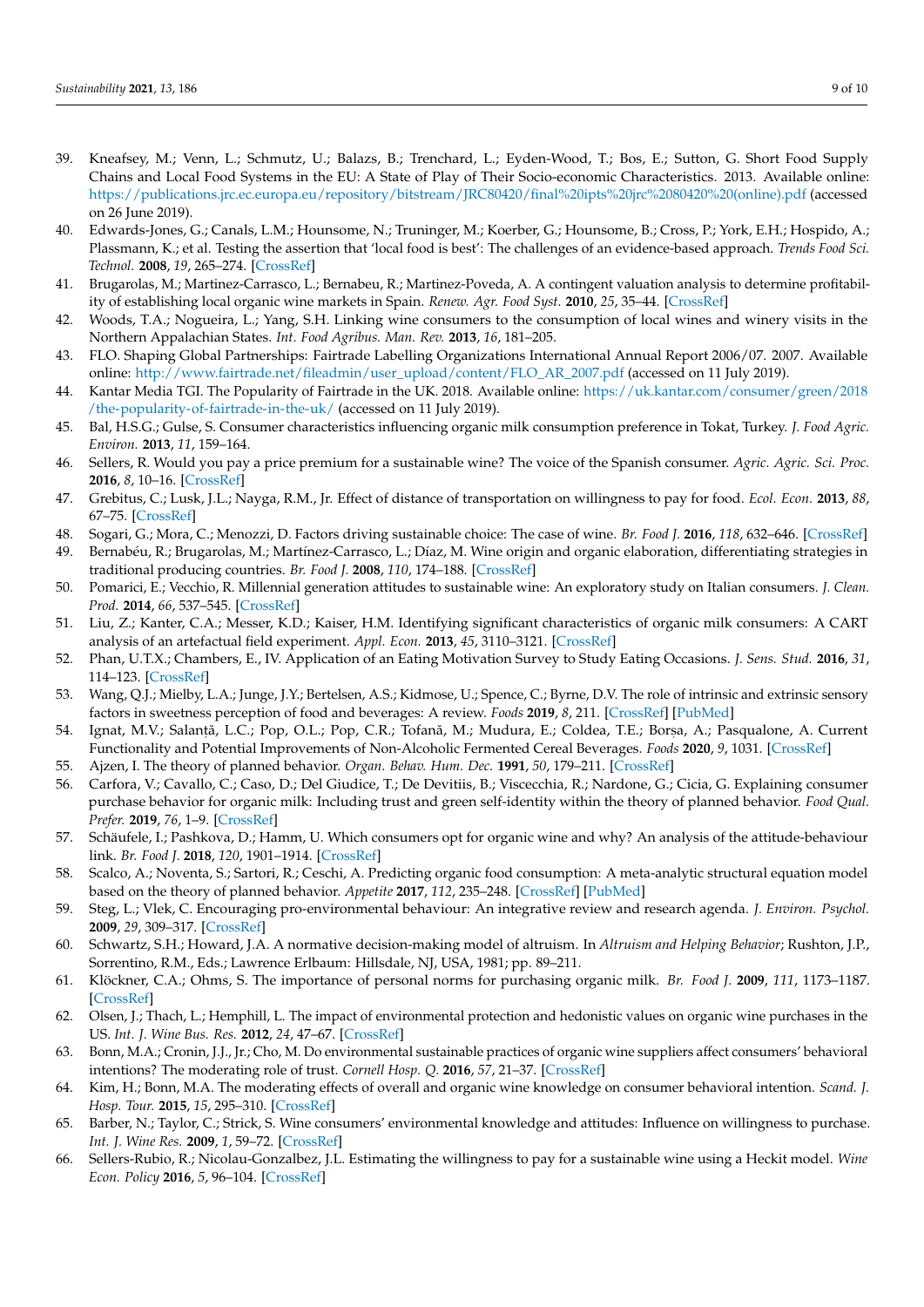39. Kneafsey, M.; Venn, L.; Schmutz, U.; Balazs, B.; Trenchard, L.; Eyden-Wood, T.; Bos, E.; Sutton, G. Short Food Supply Chains and Local Food Systems in the EU: A State of Play of Their Socio-economic Characteristics. 2013. Available online: https://publications.jrc.ec.europa.eu/repository/bitstream/JRC80420/final%20ipts%20jrc%2080420%20(online).pdf (accessed on 26 June 2019).
40. Edwards-Jones, G.; Canals, L.M.; Hounsome, N.; Truninger, M.; Koerber, G.; Hounsome, B.; Cross, P.; York, E.H.; Hospido, A.; Plassmann, K.; et al. Testing the assertion that 'local food is best': The challenges of an evidence-based approach. *Trends Food Sci. Technol.* **2008**, *19*, 265–274. [CrossRef]
41. Brugarolas, M.; Martinez-Carrasco, L.; Bernabeu, R.; Martinez-Poveda, A. A contingent valuation analysis to determine profitability of establishing local organic wine markets in Spain. *Renew. Agr. Food Syst.* **2010**, *25*, 35–44. [CrossRef]
42. Woods, T.A.; Nogueira, L.; Yang, S.H. Linking wine consumers to the consumption of local wines and winery visits in the Northern Appalachian States. *Int. Food Agribus. Man. Rev.* **2013**, *16*, 181–205.
43. FLO. Shaping Global Partnerships: Fairtrade Labelling Organizations International Annual Report 2006/07. 2007. Available online: http://www.fairtrade.net/fileadmin/user_upload/content/FLO_AR_2007.pdf (accessed on 11 July 2019).
44. Kantar Media TGI. The Popularity of Fairtrade in the UK. 2018. Available online: https://uk.kantar.com/consumer/green/2018/the-popularity-of-fairtrade-in-the-uk/ (accessed on 11 July 2019).
45. Bal, H.S.G.; Gulse, S. Consumer characteristics influencing organic milk consumption preference in Tokat, Turkey. *J. Food Agric. Environ.* **2013**, *11*, 159–164.
46. Sellers, R. Would you pay a price premium for a sustainable wine? The voice of the Spanish consumer. *Agric. Agric. Sci. Proc.* **2016**, *8*, 10–16. [CrossRef]
47. Grebitus, C.; Lusk, J.L.; Nayga, R.M., Jr. Effect of distance of transportation on willingness to pay for food. *Ecol. Econ.* **2013**, *88*, 67–75. [CrossRef]
48. Sogari, G.; Mora, C.; Menozzi, D. Factors driving sustainable choice: The case of wine. *Br. Food J.* **2016**, *118*, 632–646. [CrossRef]
49. Bernabéu, R.; Brugarolas, M.; Martínez-Carrasco, L.; Díaz, M. Wine origin and organic elaboration, differentiating strategies in traditional producing countries. *Br. Food J.* **2008**, *110*, 174–188. [CrossRef]
50. Pomarici, E.; Vecchio, R. Millennial generation attitudes to sustainable wine: An exploratory study on Italian consumers. *J. Clean. Prod.* **2014**, *66*, 537–545. [CrossRef]
51. Liu, Z.; Kanter, C.A.; Messer, K.D.; Kaiser, H.M. Identifying significant characteristics of organic milk consumers: A CART analysis of an artefactual field experiment. *Appl. Econ.* **2013**, *45*, 3110–3121. [CrossRef]
52. Phan, U.T.X.; Chambers, E., IV. Application of an Eating Motivation Survey to Study Eating Occasions. *J. Sens. Stud.* **2016**, *31*, 114–123. [CrossRef]
53. Wang, Q.J.; Mielby, L.A.; Junge, J.Y.; Bertelsen, A.S.; Kidmose, U.; Spence, C.; Byrne, D.V. The role of intrinsic and extrinsic sensory factors in sweetness perception of food and beverages: A review. *Foods* **2019**, *8*, 211. [CrossRef] [PubMed]
54. Ignat, M.V.; Salanță, L.C.; Pop, O.L.; Pop, C.R.; Tofană, M.; Mudura, E.; Coldea, T.E.; Borșa, A.; Pasqualone, A. Current Functionality and Potential Improvements of Non-Alcoholic Fermented Cereal Beverages. *Foods* **2020**, *9*, 1031. [CrossRef]
55. Ajzen, I. The theory of planned behavior. *Organ. Behav. Hum. Dec.* **1991**, *50*, 179–211. [CrossRef]
56. Carfora, V.; Cavallo, C.; Caso, D.; Del Giudice, T.; De Devitiis, B.; Viscecchia, R.; Nardone, G.; Cicia, G. Explaining consumer purchase behavior for organic milk: Including trust and green self-identity within the theory of planned behavior. *Food Qual. Prefer.* **2019**, *76*, 1–9. [CrossRef]
57. Schäufele, I.; Pashkova, D.; Hamm, U. Which consumers opt for organic wine and why? An analysis of the attitude-behaviour link. *Br. Food J.* **2018**, *120*, 1901–1914. [CrossRef]
58. Scalco, A.; Noventa, S.; Sartori, R.; Ceschi, A. Predicting organic food consumption: A meta-analytic structural equation model based on the theory of planned behavior. *Appetite* **2017**, *112*, 235–248. [CrossRef] [PubMed]
59. Steg, L.; Vlek, C. Encouraging pro-environmental behaviour: An integrative review and research agenda. *J. Environ. Psychol.* **2009**, *29*, 309–317. [CrossRef]
60. Schwartz, S.H.; Howard, J.A. A normative decision-making model of altruism. In *Altruism and Helping Behavior*; Rushton, J.P., Sorrentino, R.M., Eds.; Lawrence Erlbaum: Hillsdale, NJ, USA, 1981; pp. 89–211.
61. Klöckner, C.A.; Ohms, S. The importance of personal norms for purchasing organic milk. *Br. Food J.* **2009**, *111*, 1173–1187. [CrossRef]
62. Olsen, J.; Thach, L.; Hemphill, L. The impact of environmental protection and hedonistic values on organic wine purchases in the US. *Int. J. Wine Bus. Res.* **2012**, *24*, 47–67. [CrossRef]
63. Bonn, M.A.; Cronin, J.J., Jr.; Cho, M. Do environmental sustainable practices of organic wine suppliers affect consumers' behavioral intentions? The moderating role of trust. *Cornell Hosp. Q.* **2016**, *57*, 21–37. [CrossRef]
64. Kim, H.; Bonn, M.A. The moderating effects of overall and organic wine knowledge on consumer behavioral intention. *Scand. J. Hosp. Tour.* **2015**, *15*, 295–310. [CrossRef]
65. Barber, N.; Taylor, C.; Strick, S. Wine consumers' environmental knowledge and attitudes: Influence on willingness to purchase. *Int. J. Wine Res.* **2009**, *1*, 59–72. [CrossRef]
66. Sellers-Rubio, R.; Nicolau-Gonzalbez, J.L. Estimating the willingness to pay for a sustainable wine using a Heckit model. *Wine Econ. Policy* **2016**, *5*, 96–104. [CrossRef]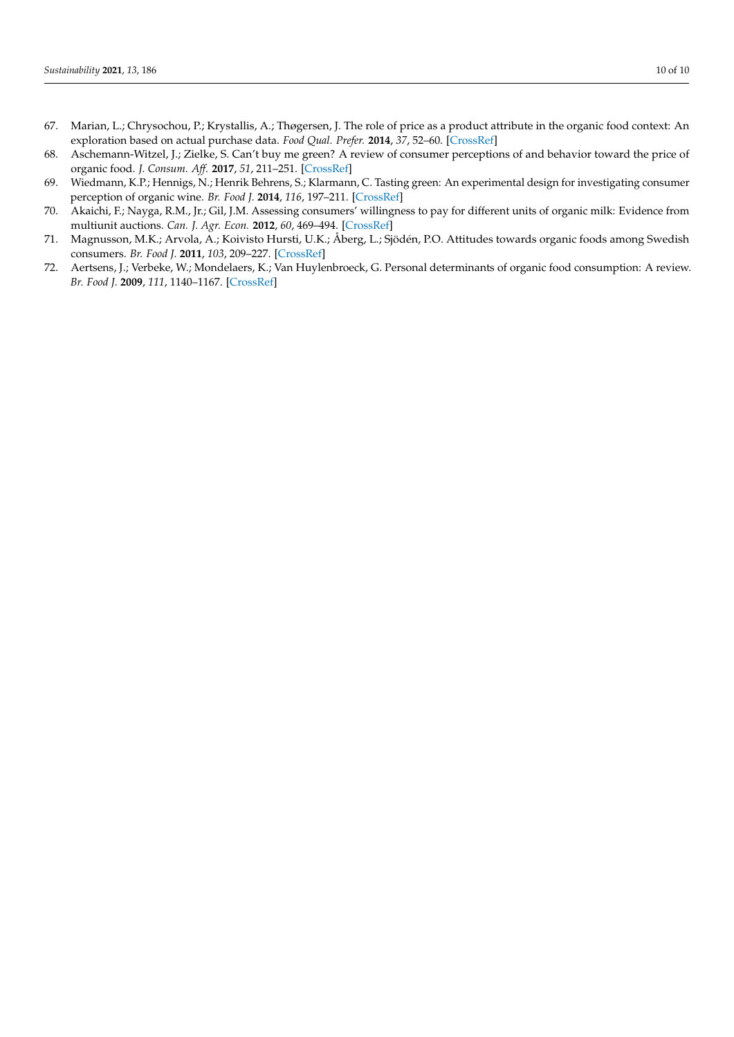67. Marian, L.; Chrysochou, P.; Krystallis, A.; Thøgersen, J. The role of price as a product attribute in the organic food context: An exploration based on actual purchase data. *Food Qual. Prefer.* **2014**, *37*, 52–60. [CrossRef]
68. Aschemann-Witzel, J.; Zielke, S. Can't buy me green? A review of consumer perceptions of and behavior toward the price of organic food. *J. Consum. Aff.* **2017**, *51*, 211–251. [CrossRef]
69. Wiedmann, K.P.; Hennigs, N.; Henrik Behrens, S.; Klarmann, C. Tasting green: An experimental design for investigating consumer perception of organic wine. *Br. Food J.* **2014**, *116*, 197–211. [CrossRef]
70. Akaichi, F.; Nayga, R.M., Jr.; Gil, J.M. Assessing consumers' willingness to pay for different units of organic milk: Evidence from multiunit auctions. *Can. J. Agr. Econ.* **2012**, *60*, 469–494. [CrossRef]
71. Magnusson, M.K.; Arvola, A.; Koivisto Hursti, U.K.; Åberg, L.; Sjödén, P.O. Attitudes towards organic foods among Swedish consumers. *Br. Food J.* **2011**, *103*, 209–227. [CrossRef]
72. Aertsens, J.; Verbeke, W.; Mondelaers, K.; Van Huylenbroeck, G. Personal determinants of organic food consumption: A review. *Br. Food J.* **2009**, *111*, 1140–1167. [CrossRef]